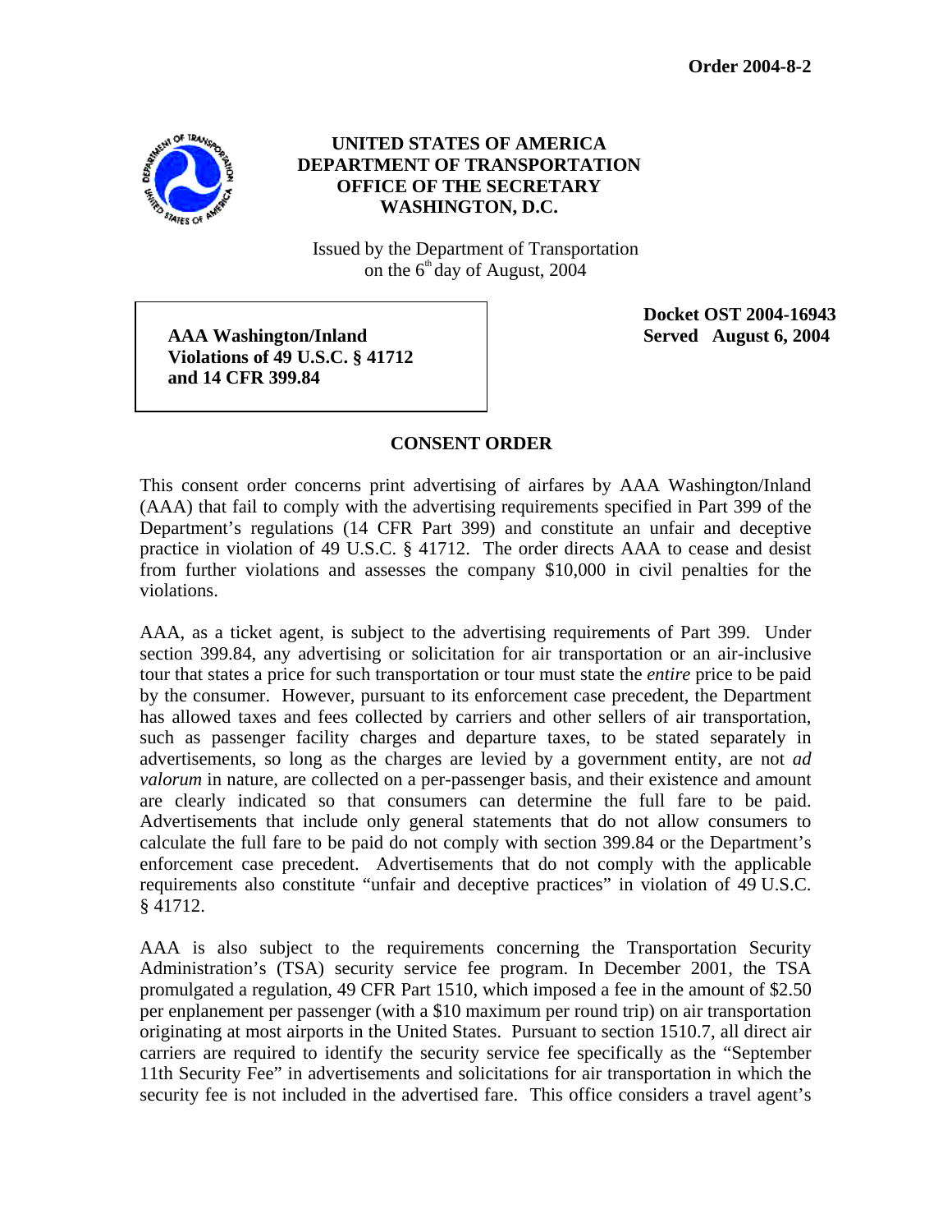**Order 2004-8-2**

**UNITED STATES OF AMERICA**
**DEPARTMENT OF TRANSPORTATION**
**OFFICE OF THE SECRETARY**
**WASHINGTON, D.C.**

Issued by the Department of Transportation
on the 6th day of August, 2004

**AAA Washington/Inland**
**Violations of 49 U.S.C. § 41712**
**and 14 CFR 399.84**

**Docket OST 2004-16943**
**Served August 6, 2004**

## CONSENT ORDER

This consent order concerns print advertising of airfares by AAA Washington/Inland (AAA) that fail to comply with the advertising requirements specified in Part 399 of the Department's regulations (14 CFR Part 399) and constitute an unfair and deceptive practice in violation of 49 U.S.C. § 41712. The order directs AAA to cease and desist from further violations and assesses the company $10,000 in civil penalties for the violations.

AAA, as a ticket agent, is subject to the advertising requirements of Part 399. Under section 399.84, any advertising or solicitation for air transportation or an air-inclusive tour that states a price for such transportation or tour must state the *entire* price to be paid by the consumer. However, pursuant to its enforcement case precedent, the Department has allowed taxes and fees collected by carriers and other sellers of air transportation, such as passenger facility charges and departure taxes, to be stated separately in advertisements, so long as the charges are levied by a government entity, are not *ad valorum* in nature, are collected on a per-passenger basis, and their existence and amount are clearly indicated so that consumers can determine the full fare to be paid. Advertisements that include only general statements that do not allow consumers to calculate the full fare to be paid do not comply with section 399.84 or the Department's enforcement case precedent. Advertisements that do not comply with the applicable requirements also constitute "unfair and deceptive practices" in violation of 49 U.S.C. § 41712.

AAA is also subject to the requirements concerning the Transportation Security Administration's (TSA) security service fee program. In December 2001, the TSA promulgated a regulation, 49 CFR Part 1510, which imposed a fee in the amount of $2.50 per enplanement per passenger (with a $10 maximum per round trip) on air transportation originating at most airports in the United States. Pursuant to section 1510.7, all direct air carriers are required to identify the security service fee specifically as the "September 11th Security Fee" in advertisements and solicitations for air transportation in which the security fee is not included in the advertised fare. This office considers a travel agent's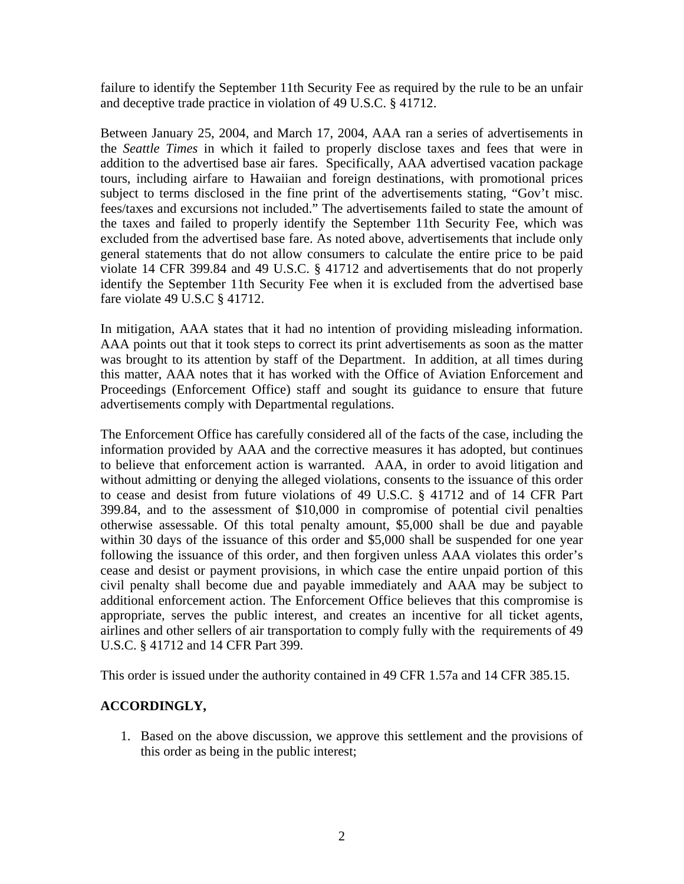failure to identify the September 11th Security Fee as required by the rule to be an unfair and deceptive trade practice in violation of 49 U.S.C. § 41712.

Between January 25, 2004, and March 17, 2004, AAA ran a series of advertisements in the *Seattle Times* in which it failed to properly disclose taxes and fees that were in addition to the advertised base air fares. Specifically, AAA advertised vacation package tours, including airfare to Hawaiian and foreign destinations, with promotional prices subject to terms disclosed in the fine print of the advertisements stating, "Gov't misc. fees/taxes and excursions not included." The advertisements failed to state the amount of the taxes and failed to properly identify the September 11th Security Fee, which was excluded from the advertised base fare. As noted above, advertisements that include only general statements that do not allow consumers to calculate the entire price to be paid violate 14 CFR 399.84 and 49 U.S.C. § 41712 and advertisements that do not properly identify the September 11th Security Fee when it is excluded from the advertised base fare violate 49 U.S.C § 41712.

In mitigation, AAA states that it had no intention of providing misleading information. AAA points out that it took steps to correct its print advertisements as soon as the matter was brought to its attention by staff of the Department. In addition, at all times during this matter, AAA notes that it has worked with the Office of Aviation Enforcement and Proceedings (Enforcement Office) staff and sought its guidance to ensure that future advertisements comply with Departmental regulations.

The Enforcement Office has carefully considered all of the facts of the case, including the information provided by AAA and the corrective measures it has adopted, but continues to believe that enforcement action is warranted. AAA, in order to avoid litigation and without admitting or denying the alleged violations, consents to the issuance of this order to cease and desist from future violations of 49 U.S.C. § 41712 and of 14 CFR Part 399.84, and to the assessment of $10,000 in compromise of potential civil penalties otherwise assessable. Of this total penalty amount, $5,000 shall be due and payable within 30 days of the issuance of this order and $5,000 shall be suspended for one year following the issuance of this order, and then forgiven unless AAA violates this order's cease and desist or payment provisions, in which case the entire unpaid portion of this civil penalty shall become due and payable immediately and AAA may be subject to additional enforcement action. The Enforcement Office believes that this compromise is appropriate, serves the public interest, and creates an incentive for all ticket agents, airlines and other sellers of air transportation to comply fully with the requirements of 49 U.S.C. § 41712 and 14 CFR Part 399.

This order is issued under the authority contained in 49 CFR 1.57a and 14 CFR 385.15.

**ACCORDINGLY,**

1. Based on the above discussion, we approve this settlement and the provisions of this order as being in the public interest;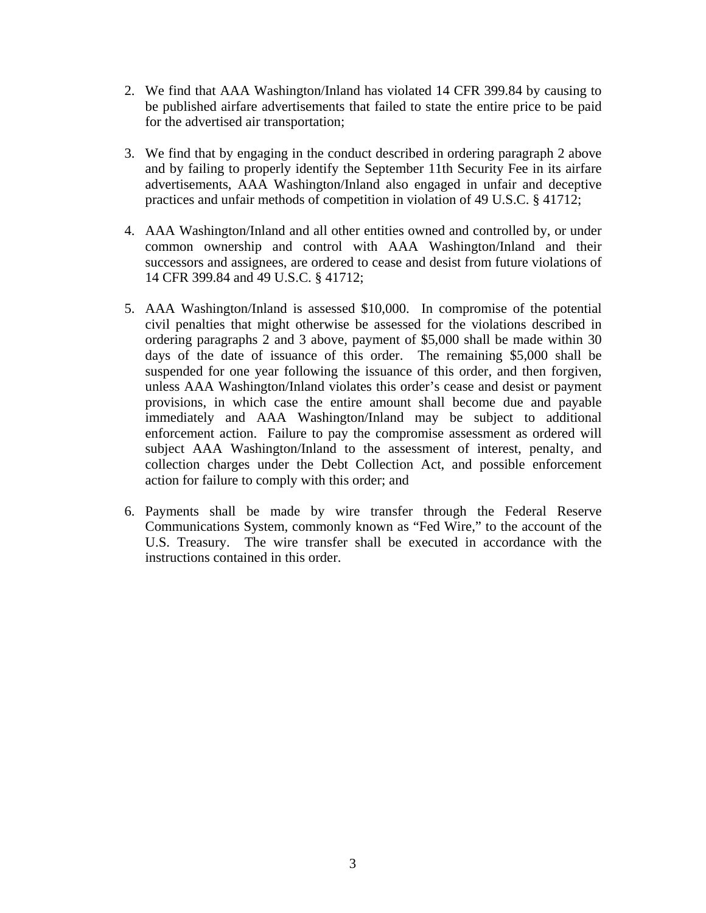2. We find that AAA Washington/Inland has violated 14 CFR 399.84 by causing to be published airfare advertisements that failed to state the entire price to be paid for the advertised air transportation;

3. We find that by engaging in the conduct described in ordering paragraph 2 above and by failing to properly identify the September 11th Security Fee in its airfare advertisements, AAA Washington/Inland also engaged in unfair and deceptive practices and unfair methods of competition in violation of 49 U.S.C. § 41712;

4. AAA Washington/Inland and all other entities owned and controlled by, or under common ownership and control with AAA Washington/Inland and their successors and assignees, are ordered to cease and desist from future violations of 14 CFR 399.84 and 49 U.S.C. § 41712;

5. AAA Washington/Inland is assessed $10,000. In compromise of the potential civil penalties that might otherwise be assessed for the violations described in ordering paragraphs 2 and 3 above, payment of $5,000 shall be made within 30 days of the date of issuance of this order. The remaining $5,000 shall be suspended for one year following the issuance of this order, and then forgiven, unless AAA Washington/Inland violates this order's cease and desist or payment provisions, in which case the entire amount shall become due and payable immediately and AAA Washington/Inland may be subject to additional enforcement action. Failure to pay the compromise assessment as ordered will subject AAA Washington/Inland to the assessment of interest, penalty, and collection charges under the Debt Collection Act, and possible enforcement action for failure to comply with this order; and

6. Payments shall be made by wire transfer through the Federal Reserve Communications System, commonly known as "Fed Wire," to the account of the U.S. Treasury. The wire transfer shall be executed in accordance with the instructions contained in this order.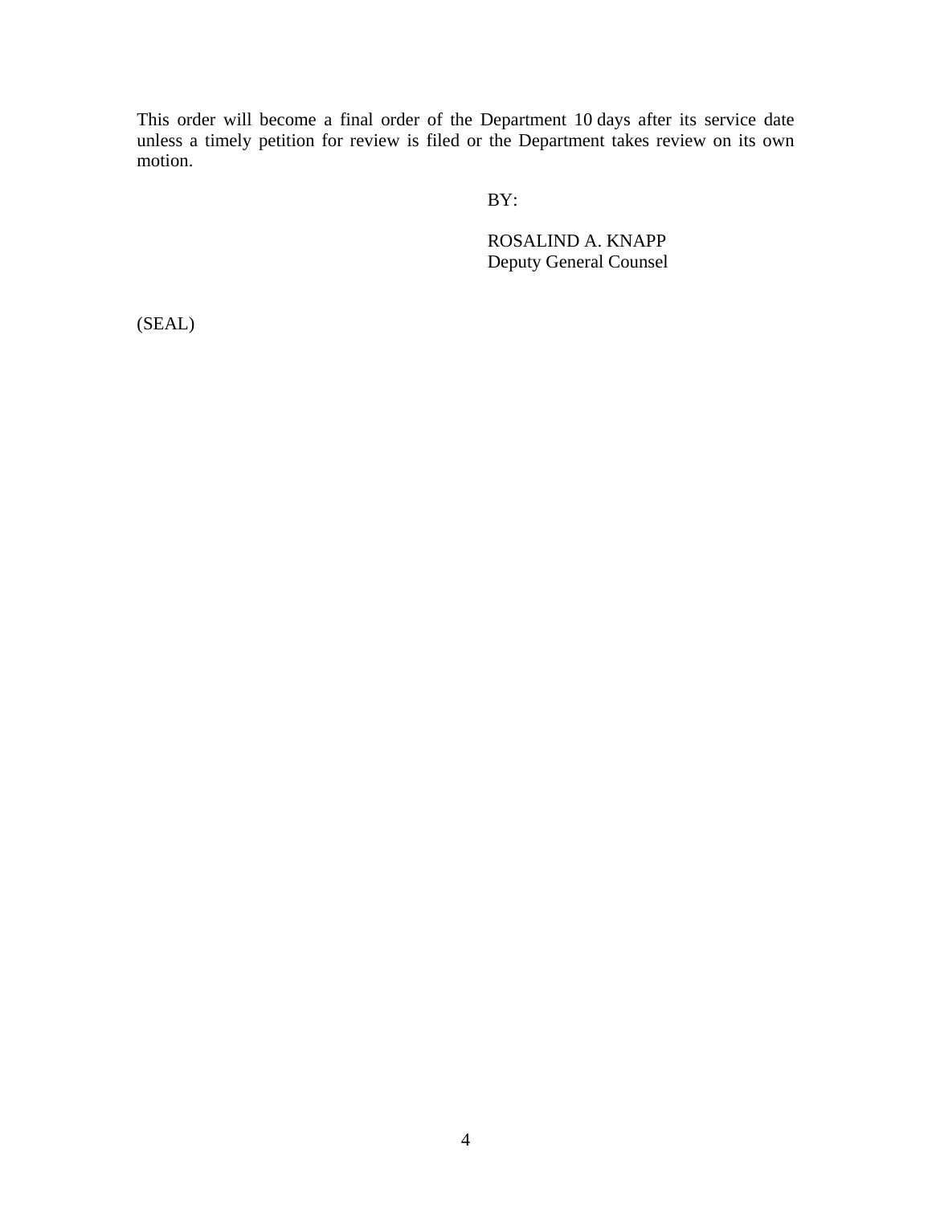This order will become a final order of the Department 10 days after its service date unless a timely petition for review is filed or the Department takes review on its own motion.

BY:

ROSALIND A. KNAPP
Deputy General Counsel

(SEAL)